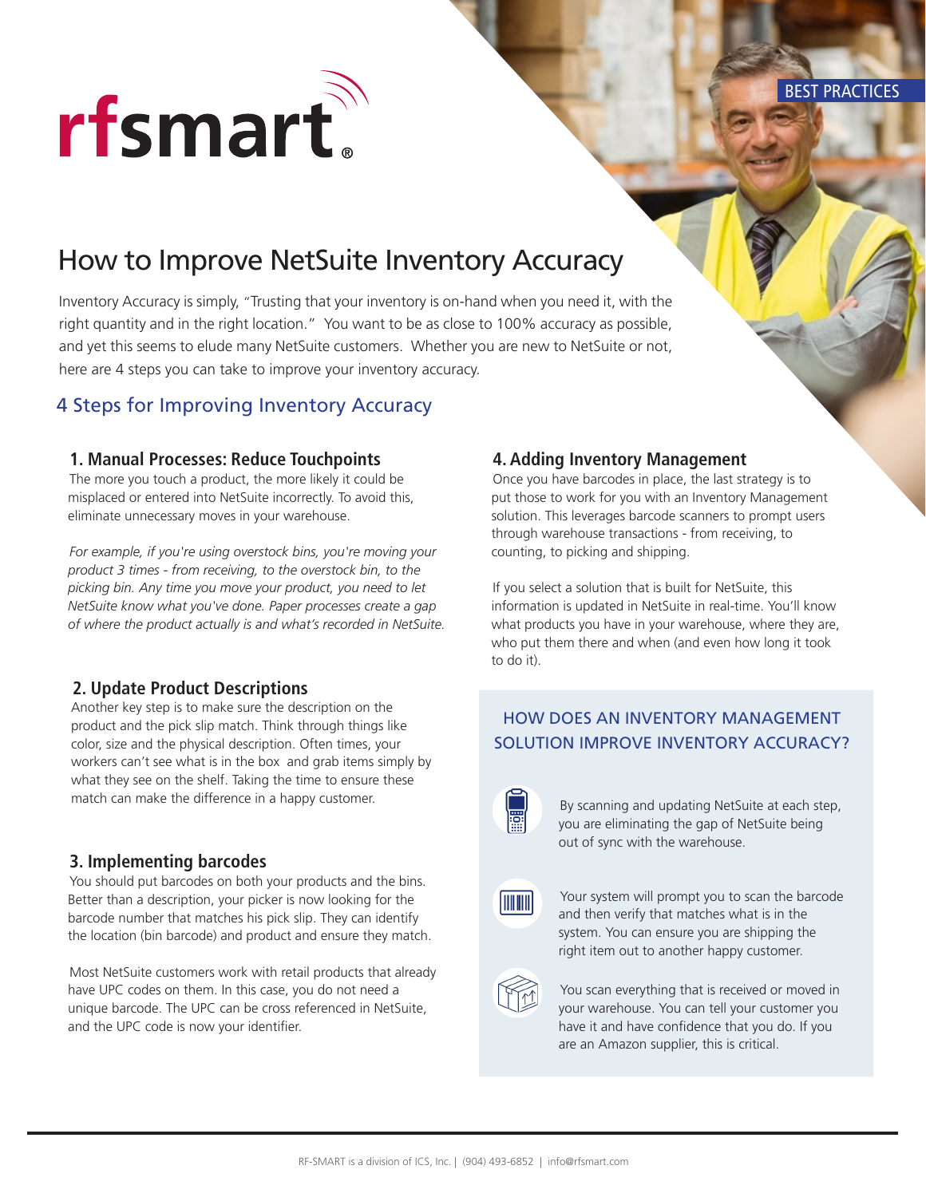rfsmart

BEST PRACTICES

# How to Improve NetSuite Inventory Accuracy

Inventory Accuracy is simply, "Trusting that your inventory is on-hand when you need it, with the right quantity and in the right location." You want to be as close to 100% accuracy as possible, and yet this seems to elude many NetSuite customers. Whether you are new to NetSuite or not, here are 4 steps you can take to improve your inventory accuracy.

## 4 Steps for Improving Inventory Accuracy

### 1. Manual Processes: Reduce Touchpoints

The more you touch a product, the more likely it could be misplaced or entered into NetSuite incorrectly. To avoid this, eliminate unnecessary moves in your warehouse.

*For example, if you're using overstock bins, you're moving your product 3 times - from receiving, to the overstock bin, to the picking bin. Any time you move your product, you need to let NetSuite know what you've done. Paper processes create a gap of where the product actually is and what's recorded in NetSuite.*

### 2. Update Product Descriptions

Another key step is to make sure the description on the product and the pick slip match. Think through things like color, size and the physical description. Often times, your workers can't see what is in the box and grab items simply by what they see on the shelf. Taking the time to ensure these match can make the difference in a happy customer.

### 3. Implementing barcodes

You should put barcodes on both your products and the bins. Better than a description, your picker is now looking for the barcode number that matches his pick slip. They can identify the location (bin barcode) and product and ensure they match.

Most NetSuite customers work with retail products that already have UPC codes on them. In this case, you do not need a unique barcode. The UPC can be cross referenced in NetSuite, and the UPC code is now your identifier.

### 4. Adding Inventory Management

Once you have barcodes in place, the last strategy is to put those to work for you with an Inventory Management solution. This leverages barcode scanners to prompt users through warehouse transactions - from receiving, to counting, to picking and shipping.

If you select a solution that is built for NetSuite, this information is updated in NetSuite in real-time. You'll know what products you have in your warehouse, where they are, who put them there and when (and even how long it took to do it).

### HOW DOES AN INVENTORY MANAGEMENT SOLUTION IMPROVE INVENTORY ACCURACY?

By scanning and updating NetSuite at each step, you are eliminating the gap of NetSuite being out of sync with the warehouse.

Your system will prompt you to scan the barcode and then verify that matches what is in the system. You can ensure you are shipping the right item out to another happy customer.

You scan everything that is received or moved in your warehouse. You can tell your customer you have it and have confidence that you do. If you are an Amazon supplier, this is critical.

RF-SMART is a division of ICS, Inc. | (904) 493-6852 | info@rfsmart.com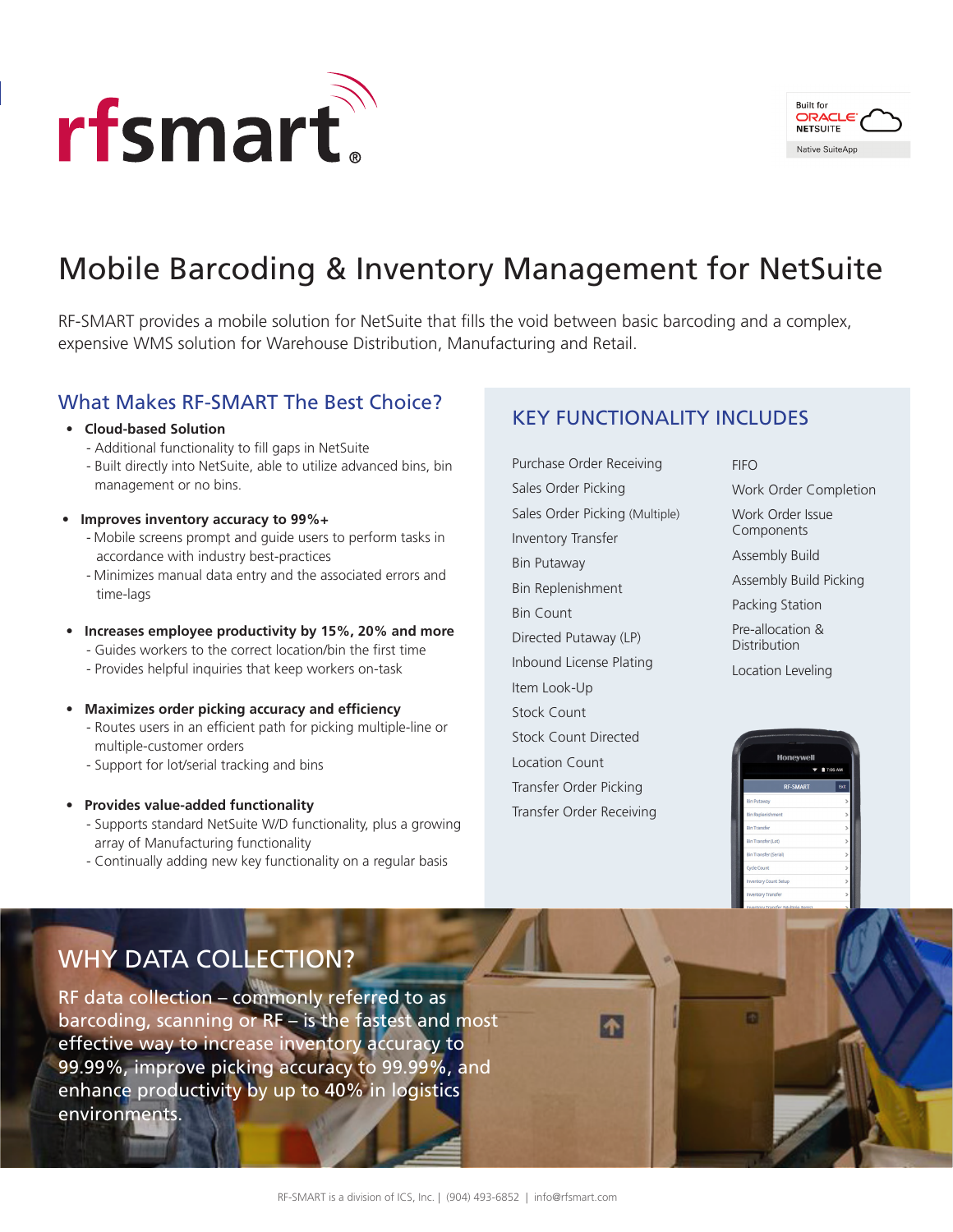rfsmart®

Built for ORACLE NETSUITE
Native SuiteApp

# Mobile Barcoding & Inventory Management for NetSuite

RF-SMART provides a mobile solution for NetSuite that fills the void between basic barcoding and a complex, expensive WMS solution for Warehouse Distribution, Manufacturing and Retail.

## What Makes RF-SMART The Best Choice?

- **Cloud-based Solution**
  - Additional functionality to fill gaps in NetSuite
  - Built directly into NetSuite, able to utilize advanced bins, bin management or no bins.
- **Improves inventory accuracy to 99%+**
  - Mobile screens prompt and guide users to perform tasks in accordance with industry best-practices
  - Minimizes manual data entry and the associated errors and time-lags
- **Increases employee productivity by 15%, 20% and more**
  - Guides workers to the correct location/bin the first time
  - Provides helpful inquiries that keep workers on-task
- **Maximizes order picking accuracy and efficiency**
  - Routes users in an efficient path for picking multiple-line or multiple-customer orders
  - Support for lot/serial tracking and bins
- **Provides value-added functionality**
  - Supports standard NetSuite W/D functionality, plus a growing array of Manufacturing functionality
  - Continually adding new key functionality on a regular basis

## KEY FUNCTIONALITY INCLUDES

- Purchase Order Receiving
- Sales Order Picking
- Sales Order Picking (Multiple)
- Inventory Transfer
- Bin Putaway
- Bin Replenishment
- Bin Count
- Directed Putaway (LP)
- Inbound License Plating
- Item Look-Up
- Stock Count
- Stock Count Directed
- Location Count
- Transfer Order Picking
- Transfer Order Receiving
- FIFO
- Work Order Completion
- Work Order Issue Components
- Assembly Build
- Assembly Build Picking
- Packing Station
- Pre-allocation & Distribution
- Location Leveling

## WHY DATA COLLECTION?

RF data collection – commonly referred to as barcoding, scanning or RF – is the fastest and most effective way to increase inventory accuracy to 99.99%, improve picking accuracy to 99.99%, and enhance productivity by up to 40% in logistics environments.

RF-SMART is a division of ICS, Inc. | (904) 493-6852 | info@rfsmart.com